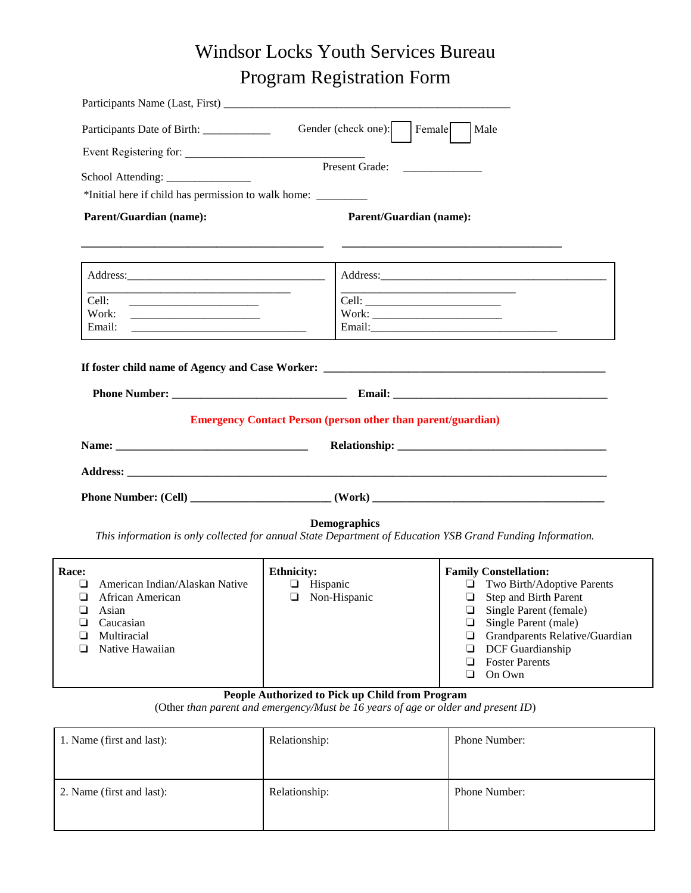# Windsor Locks Youth Services Bureau

## Program Registration Form

Participants Name (Last, First) ______________________________________________

Participants Date of Birth: ___________ Gender (check one): ☐ Female ☐ Male

Event Registering for: ______________________________

School Attending: ______________ Present Grade: _____________

*Initial here if child has permission to walk home: ________

| **Parent/Guardian (name):** | **Parent/Guardian (name):** |
|---|---|
| ________________________________________ | ____________________________________ |

| Address: | Address: |
|---|---|
| Address:___________________________________ ___________________________________ | Address:_________________________________________ ______________________________ |
| Cell: ______________________ | Cell: ______________________ |
| Work: ______________________ | Work: ______________________ |
| Email: ______________________________ | Email:________________________________ |

**If foster child name of Agency and Case Worker:** ______________________________________________

**Phone Number:** ______________________________ **Email:** ______________________________________

**Emergency Contact Person (person other than parent/guardian)**

**Name:** __________________________________ **Relationship:** ____________________________________

**Address:** ______________________________________________________________________________

**Phone Number: (Cell)** ________________________ **(Work)** ________________________________________

**Demographics**

*This information is only collected for annual State Department of Education YSB Grand Funding Information.*

| **Race:** | **Ethnicity:** | **Family Constellation:** |
|---|---|---|
| ❑ American Indian/Alaskan Native<br>❑ African American<br>❑ Asian<br>❑ Caucasian<br>❑ Multiracial<br>❑ Native Hawaiian | ❑ Hispanic<br>❑ Non-Hispanic | ❑ Two Birth/Adoptive Parents<br>❑ Step and Birth Parent<br>❑ Single Parent (female)<br>❑ Single Parent (male)<br>❑ Grandparents Relative/Guardian<br>❑ DCF Guardianship<br>❑ Foster Parents<br>❑ On Own |

**People Authorized to Pick up Child from Program**

(Other *than parent and emergency/Must be 16 years of age or older and present ID*)

| 1. Name (first and last): | Relationship: | Phone Number: |
|---|---|---|
| 2. Name (first and last): | Relationship: | Phone Number: |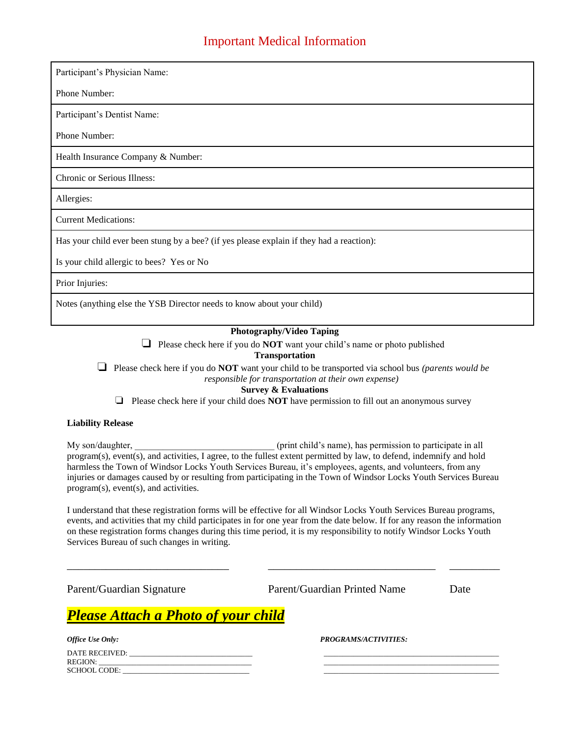# Important Medical Information

| |
|---|
| Participant's Physician Name:<br><br>Phone Number: |
| Participant's Dentist Name:<br><br>Phone Number: |
| Health Insurance Company & Number: |
| Chronic or Serious Illness: |
| Allergies: |
| Current Medications: |
| Has your child ever been stung by a bee? (if yes please explain if they had a reaction):<br><br>Is your child allergic to bees? Yes or No |
| Prior Injuries: |
| Notes (anything else the YSB Director needs to know about your child) |

**Photography/Video Taping**

❑ Please check here if you do **NOT** want your child's name or photo published

**Transportation**

❑ Please check here if you do **NOT** want your child to be transported via school bus *(parents would be responsible for transportation at their own expense)*

**Survey & Evaluations**

❑ Please check here if your child does **NOT** have permission to fill out an anonymous survey

**Liability Release**

My son/daughter, ______________________________ (print child's name), has permission to participate in all program(s), event(s), and activities, I agree, to the fullest extent permitted by law, to defend, indemnify and hold harmless the Town of Windsor Locks Youth Services Bureau, it's employees, agents, and volunteers, from any injuries or damages caused by or resulting from participating in the Town of Windsor Locks Youth Services Bureau program(s), event(s), and activities.

I understand that these registration forms will be effective for all Windsor Locks Youth Services Bureau programs, events, and activities that my child participates in for one year from the date below. If for any reason the information on these registration forms changes during this time period, it is my responsibility to notify Windsor Locks Youth Services Bureau of such changes in writing.

_________________________________ _________________________________ __________

Parent/Guardian Signature Parent/Guardian Printed Name Date

***Please Attach a Photo of your child***

***Office Use Only:***

DATE RECEIVED: ________________________________

REGION: ________________________________

SCHOOL CODE: ________________________________

***PROGRAMS/ACTIVITIES:***

________________________________________________

________________________________________________

________________________________________________